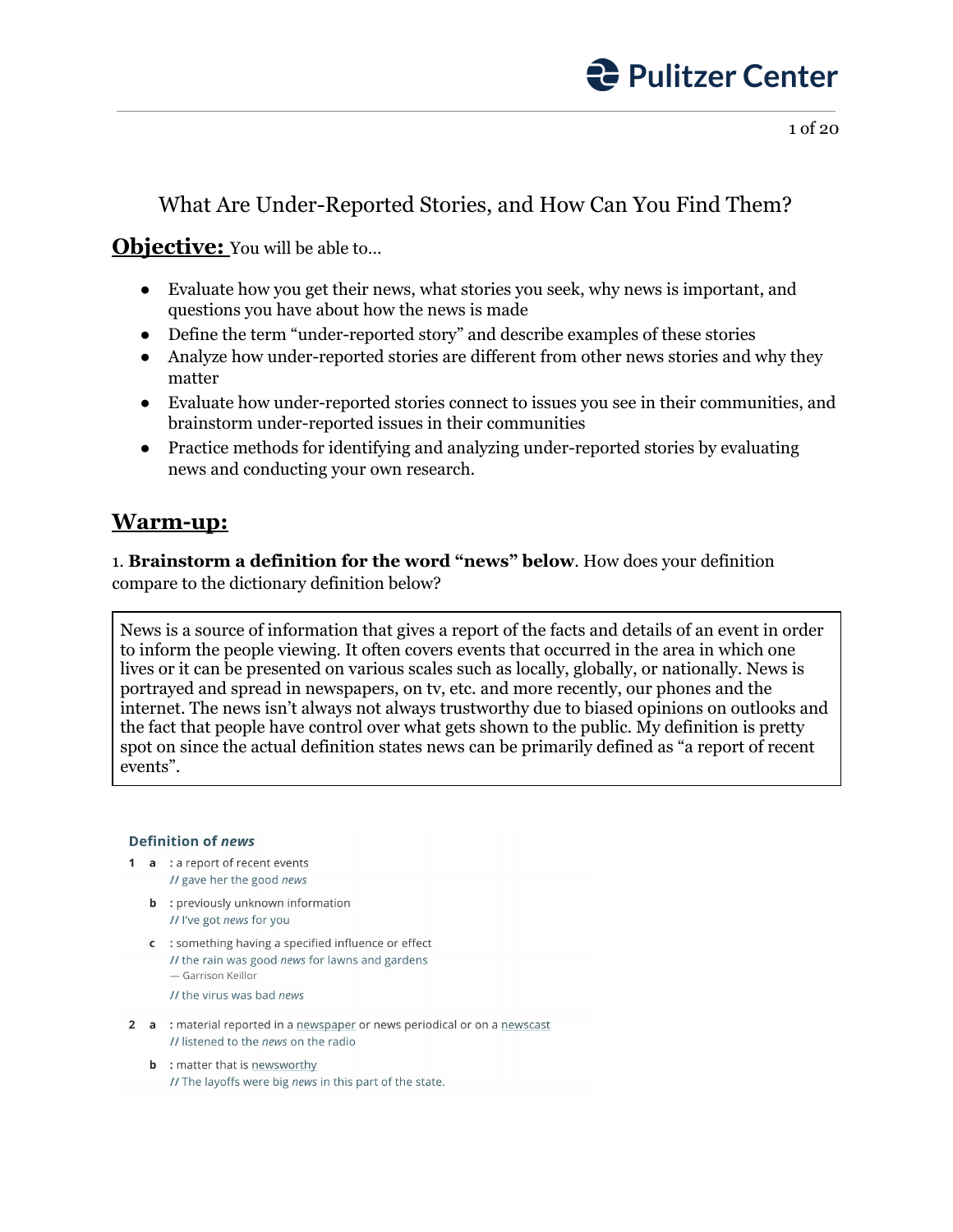# What Are Under-Reported Stories, and How Can You Find Them?

**Objective:** You will be able to...

- Evaluate how you get their news, what stories you seek, why news is important, and questions you have about how the news is made
- Define the term "under-reported story" and describe examples of these stories
- Analyze how under-reported stories are different from other news stories and why they matter
- Evaluate how under-reported stories connect to issues you see in their communities, and brainstorm under-reported issues in their communities
- Practice methods for identifying and analyzing under-reported stories by evaluating news and conducting your own research.

## Warm-up:

1. **Brainstorm a definition for the word "news" below**. How does your definition compare to the dictionary definition below?

> News is a source of information that gives a report of the facts and details of an event in order to inform the people viewing. It often covers events that occurred in the area in which one lives or it can be presented on various scales such as locally, globally, or nationally. News is portrayed and spread in newspapers, on tv, etc. and more recently, our phones and the internet. The news isn't always not always trustworthy due to biased opinions on outlooks and the fact that people have control over what gets shown to the public. My definition is pretty spot on since the actual definition states news can be primarily defined as "a report of recent events".

**Definition of *news***

**1** **a** : a report of recent events
// gave her the good *news*

**b** : previously unknown information
// I've got *news* for you

**c** : something having a specified influence or effect
// the rain was good *news* for lawns and gardens
— Garrison Keillor
// the virus was bad *news*

**2** **a** : material reported in a newspaper or news periodical or on a newscast
// listened to the *news* on the radio

**b** : matter that is newsworthy
// The layoffs were big *news* in this part of the state.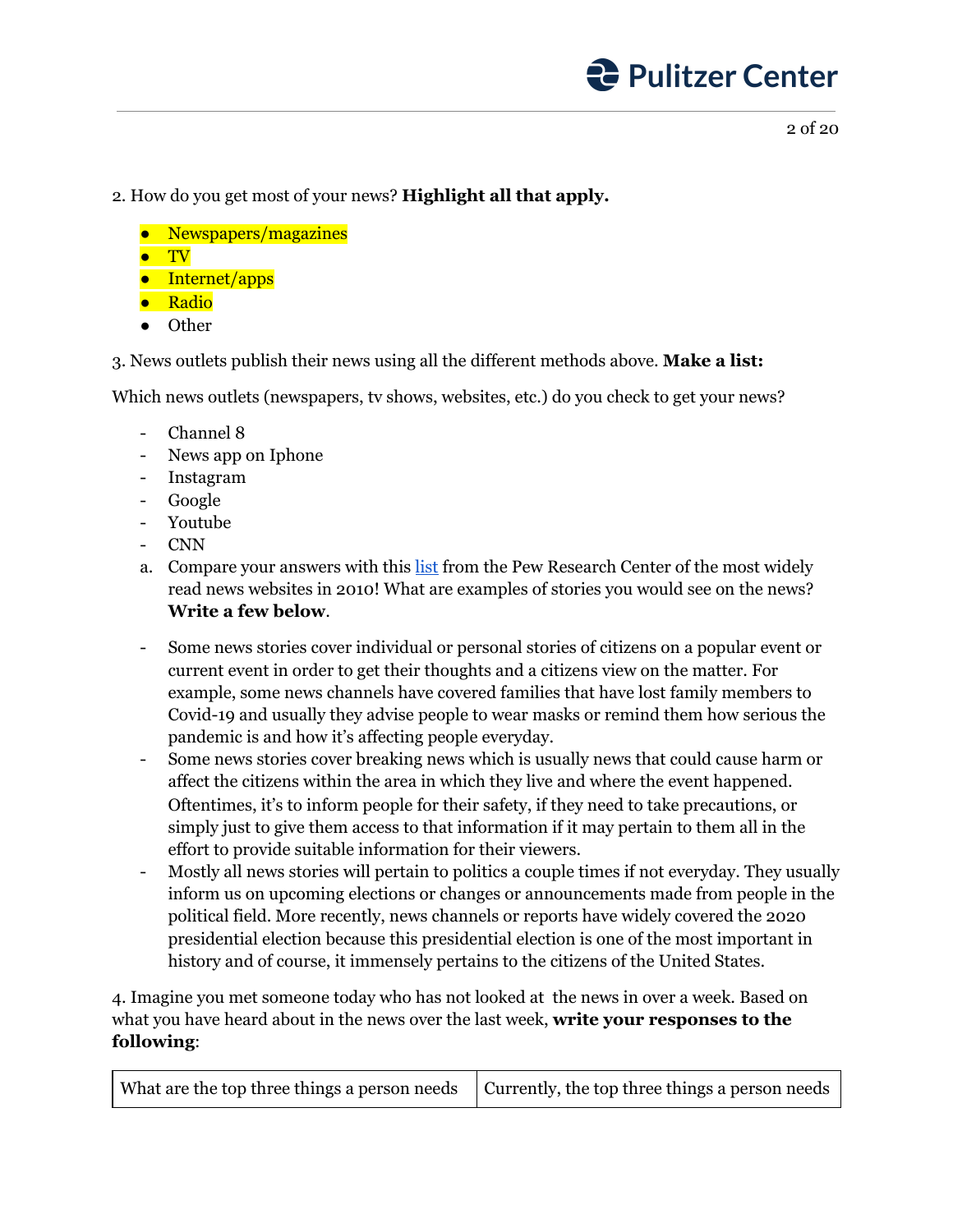2. How do you get most of your news? **Highlight all that apply.**

- Newspapers/magazines
- TV
- Internet/apps
- Radio
- Other

3. News outlets publish their news using all the different methods above. **Make a list:**

Which news outlets (newspapers, tv shows, websites, etc.) do you check to get your news?

- Channel 8
- News app on Iphone
- Instagram
- Google
- Youtube
- CNN

a. Compare your answers with this list from the Pew Research Center of the most widely read news websites in 2010! What are examples of stories you would see on the news? **Write a few below**.

- Some news stories cover individual or personal stories of citizens on a popular event or current event in order to get their thoughts and a citizens view on the matter. For example, some news channels have covered families that have lost family members to Covid-19 and usually they advise people to wear masks or remind them how serious the pandemic is and how it's affecting people everyday.
- Some news stories cover breaking news which is usually news that could cause harm or affect the citizens within the area in which they live and where the event happened. Oftentimes, it's to inform people for their safety, if they need to take precautions, or simply just to give them access to that information if it may pertain to them all in the effort to provide suitable information for their viewers.
- Mostly all news stories will pertain to politics a couple times if not everyday. They usually inform us on upcoming elections or changes or announcements made from people in the political field. More recently, news channels or reports have widely covered the 2020 presidential election because this presidential election is one of the most important in history and of course, it immensely pertains to the citizens of the United States.

4. Imagine you met someone today who has not looked at the news in over a week. Based on what you have heard about in the news over the last week, **write your responses to the following**:

| What are the top three things a person needs | Currently, the top three things a person needs |
|---|---|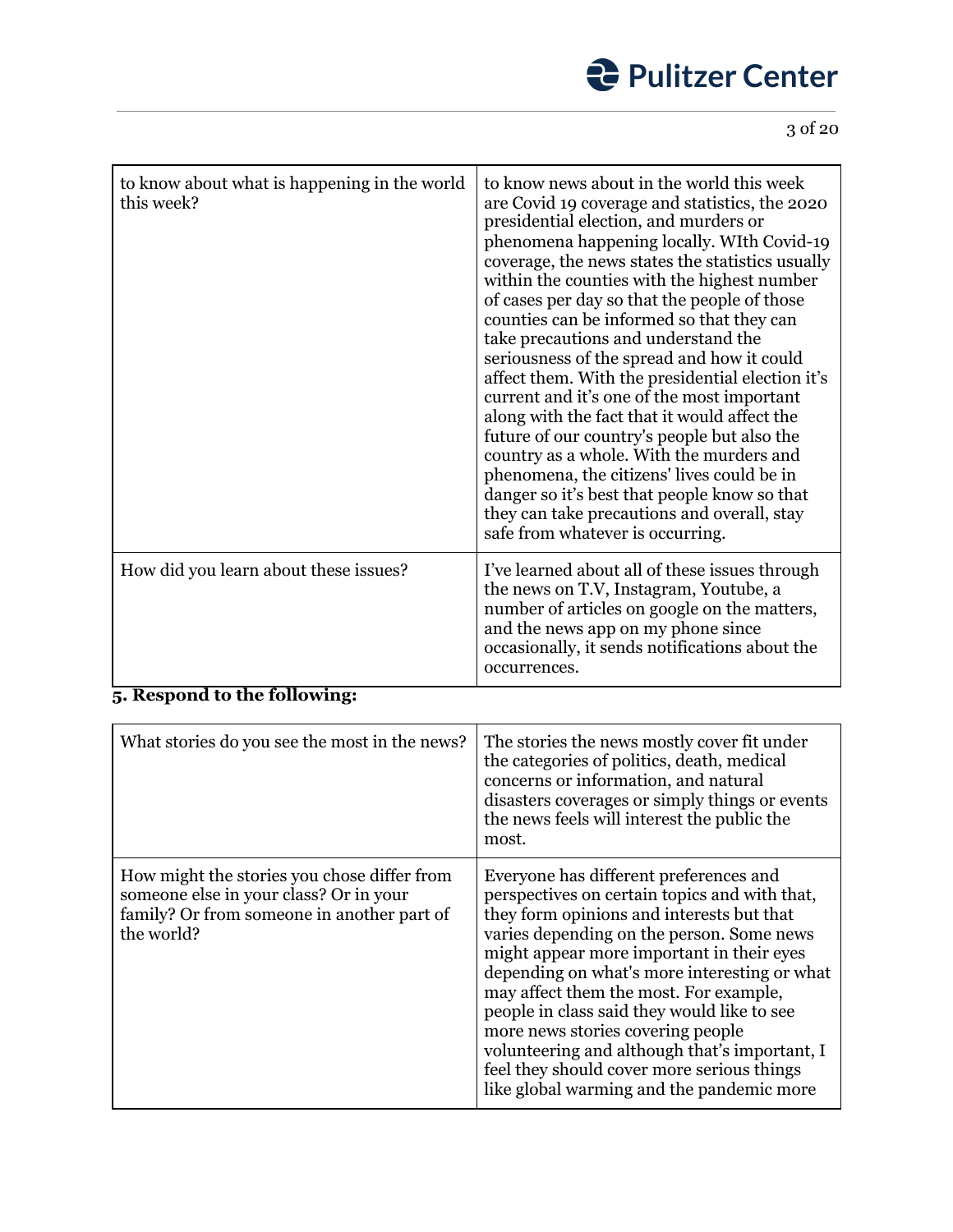| | |
|---|---|
| to know about what is happening in the world this week? | to know news about in the world this week are Covid 19 coverage and statistics, the 2020 presidential election, and murders or phenomena happening locally. WIth Covid-19 coverage, the news states the statistics usually within the counties with the highest number of cases per day so that the people of those counties can be informed so that they can take precautions and understand the seriousness of the spread and how it could affect them. With the presidential election it's current and it's one of the most important along with the fact that it would affect the future of our country's people but also the country as a whole. With the murders and phenomena, the citizens' lives could be in danger so it's best that people know so that they can take precautions and overall, stay safe from whatever is occurring. |
| How did you learn about these issues? | I've learned about all of these issues through the news on T.V, Instagram, Youtube, a number of articles on google on the matters, and the news app on my phone since occasionally, it sends notifications about the occurrences. |

**5. Respond to the following:**

| | |
|---|---|
| What stories do you see the most in the news? | The stories the news mostly cover fit under the categories of politics, death, medical concerns or information, and natural disasters coverages or simply things or events the news feels will interest the public the most. |
| How might the stories you chose differ from someone else in your class? Or in your family? Or from someone in another part of the world? | Everyone has different preferences and perspectives on certain topics and with that, they form opinions and interests but that varies depending on the person. Some news might appear more important in their eyes depending on what's more interesting or what may affect them the most. For example, people in class said they would like to see more news stories covering people volunteering and although that's important, I feel they should cover more serious things like global warming and the pandemic more |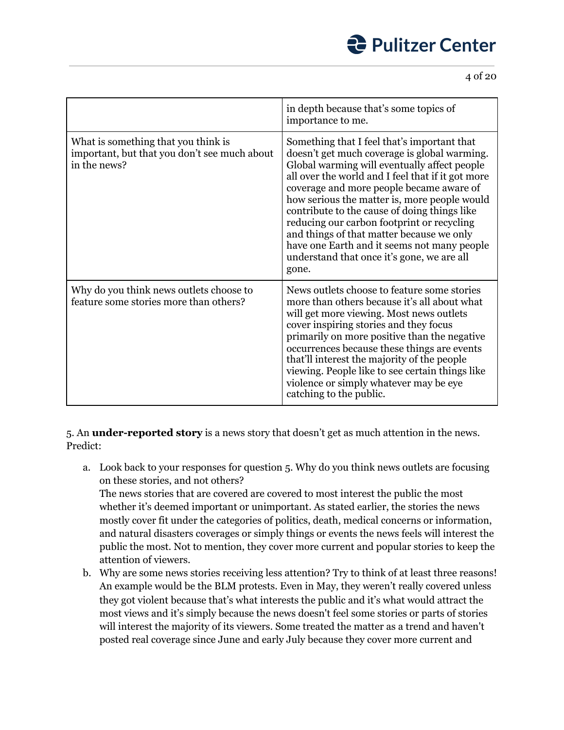| | |
|---|---|
| | in depth because that's some topics of importance to me. |
| What is something that you think is important, but that you don't see much about in the news? | Something that I feel that's important that doesn't get much coverage is global warming. Global warming will eventually affect people all over the world and I feel that if it got more coverage and more people became aware of how serious the matter is, more people would contribute to the cause of doing things like reducing our carbon footprint or recycling and things of that matter because we only have one Earth and it seems not many people understand that once it's gone, we are all gone. |
| Why do you think news outlets choose to feature some stories more than others? | News outlets choose to feature some stories more than others because it's all about what will get more viewing. Most news outlets cover inspiring stories and they focus primarily on more positive than the negative occurrences because these things are events that'll interest the majority of the people viewing. People like to see certain things like violence or simply whatever may be eye catching to the public. |

5. An **under-reported story** is a news story that doesn't get as much attention in the news. Predict:

a. Look back to your responses for question 5. Why do you think news outlets are focusing on these stories, and not others?
   The news stories that are covered are covered to most interest the public the most whether it's deemed important or unimportant. As stated earlier, the stories the news mostly cover fit under the categories of politics, death, medical concerns or information, and natural disasters coverages or simply things or events the news feels will interest the public the most. Not to mention, they cover more current and popular stories to keep the attention of viewers.

b. Why are some news stories receiving less attention? Try to think of at least three reasons!
   An example would be the BLM protests. Even in May, they weren't really covered unless they got violent because that's what interests the public and it's what would attract the most views and it's simply because the news doesn't feel some stories or parts of stories will interest the majority of its viewers. Some treated the matter as a trend and haven't posted real coverage since June and early July because they cover more current and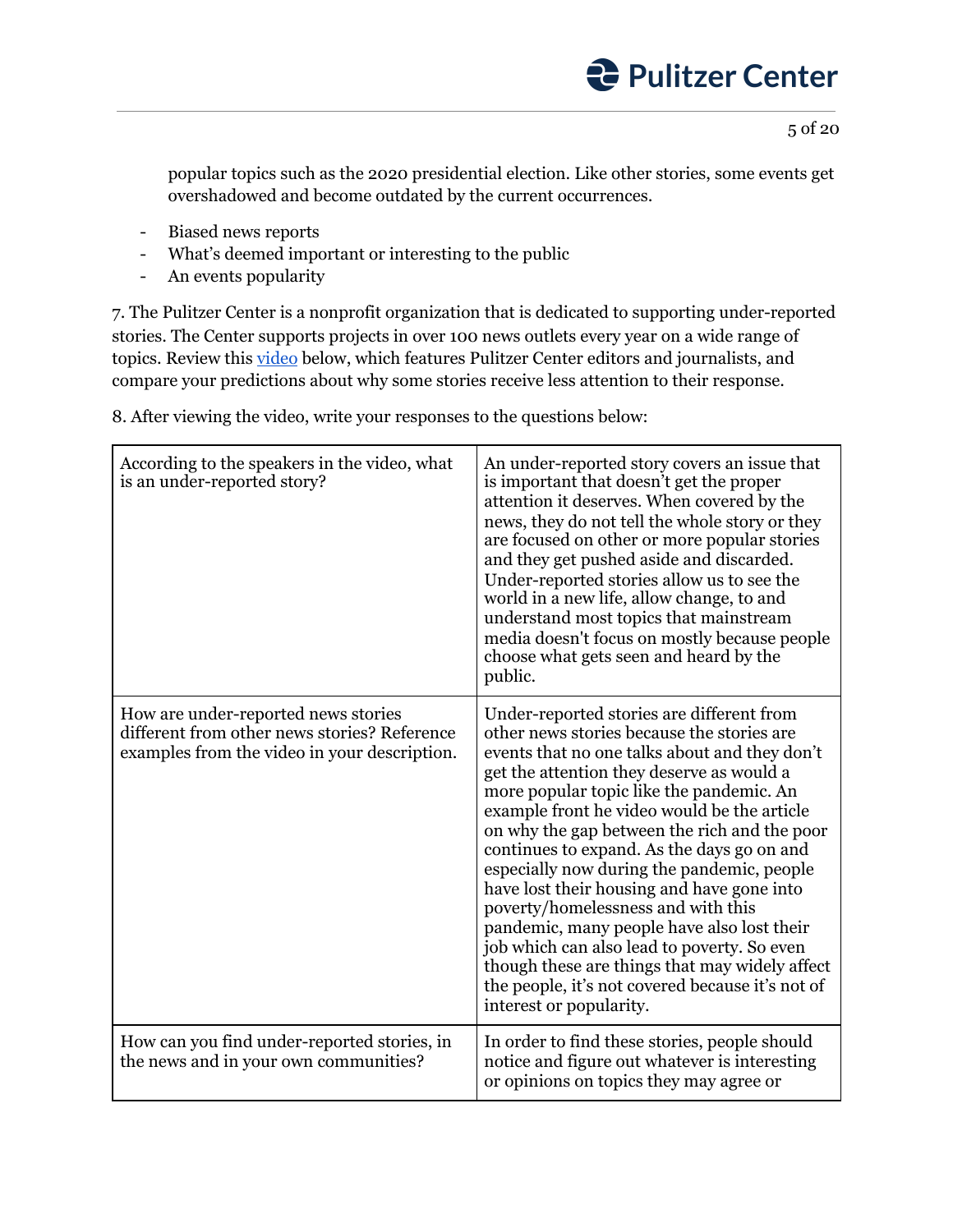popular topics such as the 2020 presidential election. Like other stories, some events get overshadowed and become outdated by the current occurrences.

- Biased news reports
- What's deemed important or interesting to the public
- An events popularity

7. The Pulitzer Center is a nonprofit organization that is dedicated to supporting under-reported stories. The Center supports projects in over 100 news outlets every year on a wide range of topics. Review this [video](video) below, which features Pulitzer Center editors and journalists, and compare your predictions about why some stories receive less attention to their response.

8. After viewing the video, write your responses to the questions below:

| | |
|---|---|
| According to the speakers in the video, what is an under-reported story? | An under-reported story covers an issue that is important that doesn't get the proper attention it deserves. When covered by the news, they do not tell the whole story or they are focused on other or more popular stories and they get pushed aside and discarded. Under-reported stories allow us to see the world in a new life, allow change, to and understand most topics that mainstream media doesn't focus on mostly because people choose what gets seen and heard by the public. |
| How are under-reported news stories different from other news stories? Reference examples from the video in your description. | Under-reported stories are different from other news stories because the stories are events that no one talks about and they don't get the attention they deserve as would a more popular topic like the pandemic. An example front he video would be the article on why the gap between the rich and the poor continues to expand. As the days go on and especially now during the pandemic, people have lost their housing and have gone into poverty/homelessness and with this pandemic, many people have also lost their job which can also lead to poverty. So even though these are things that may widely affect the people, it's not covered because it's not of interest or popularity. |
| How can you find under-reported stories, in the news and in your own communities? | In order to find these stories, people should notice and figure out whatever is interesting or opinions on topics they may agree or |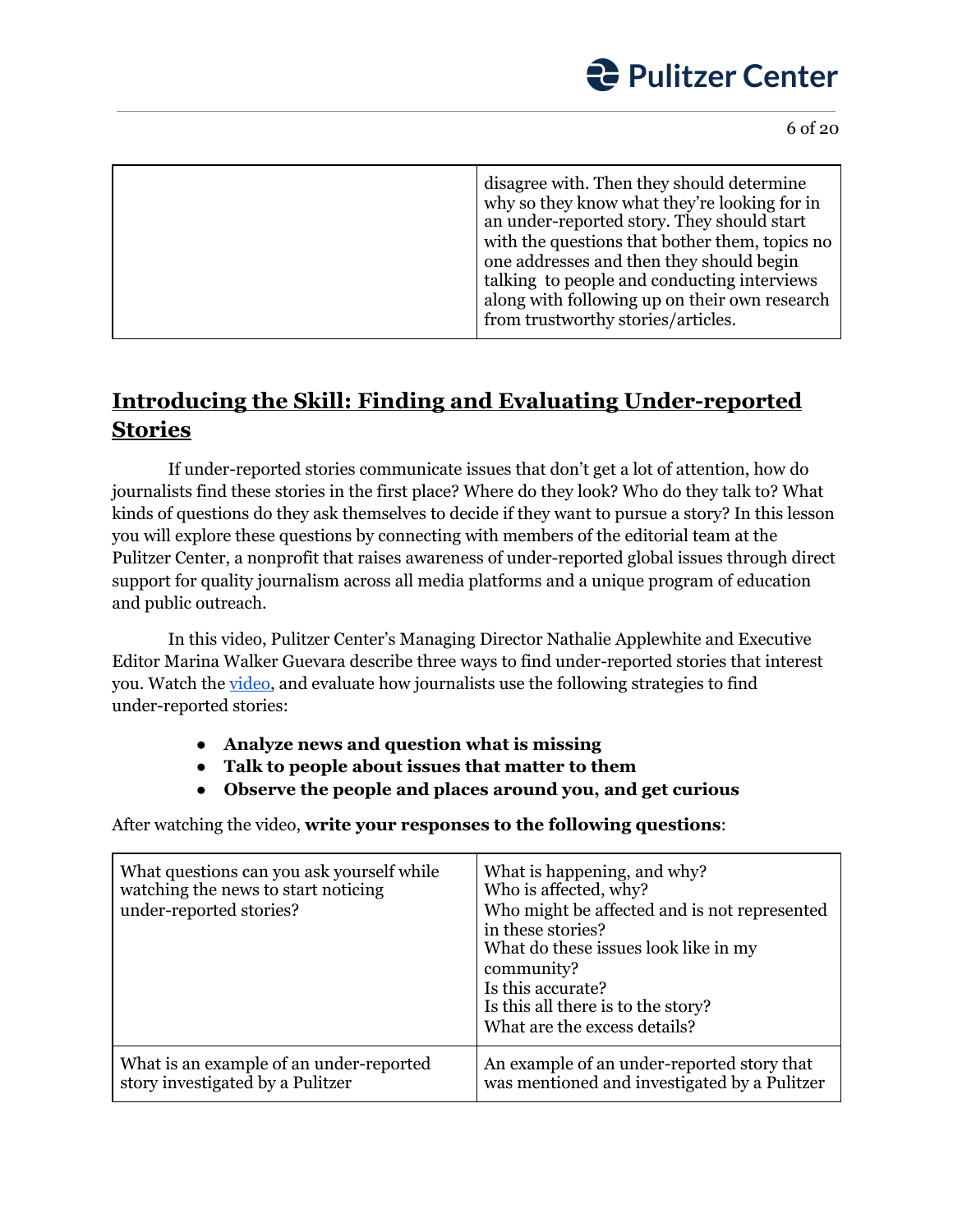| | |
|---|---|
| | disagree with. Then they should determine why so they know what they're looking for in an under-reported story. They should start with the questions that bother them, topics no one addresses and then they should begin talking to people and conducting interviews along with following up on their own research from trustworthy stories/articles. |

## Introducing the Skill: Finding and Evaluating Under-reported Stories

If under-reported stories communicate issues that don't get a lot of attention, how do journalists find these stories in the first place? Where do they look? Who do they talk to? What kinds of questions do they ask themselves to decide if they want to pursue a story? In this lesson you will explore these questions by connecting with members of the editorial team at the Pulitzer Center, a nonprofit that raises awareness of under-reported global issues through direct support for quality journalism across all media platforms and a unique program of education and public outreach.

In this video, Pulitzer Center's Managing Director Nathalie Applewhite and Executive Editor Marina Walker Guevara describe three ways to find under-reported stories that interest you. Watch the [video](), and evaluate how journalists use the following strategies to find under-reported stories:

- **Analyze news and question what is missing**
- **Talk to people about issues that matter to them**
- **Observe the people and places around you, and get curious**

After watching the video, **write your responses to the following questions**:

| | |
|---|---|
| What questions can you ask yourself while watching the news to start noticing under-reported stories? | What is happening, and why?<br>Who is affected, why?<br>Who might be affected and is not represented in these stories?<br>What do these issues look like in my community?<br>Is this accurate?<br>Is this all there is to the story?<br>What are the excess details? |
| What is an example of an under-reported story investigated by a Pulitzer | An example of an under-reported story that was mentioned and investigated by a Pulitzer |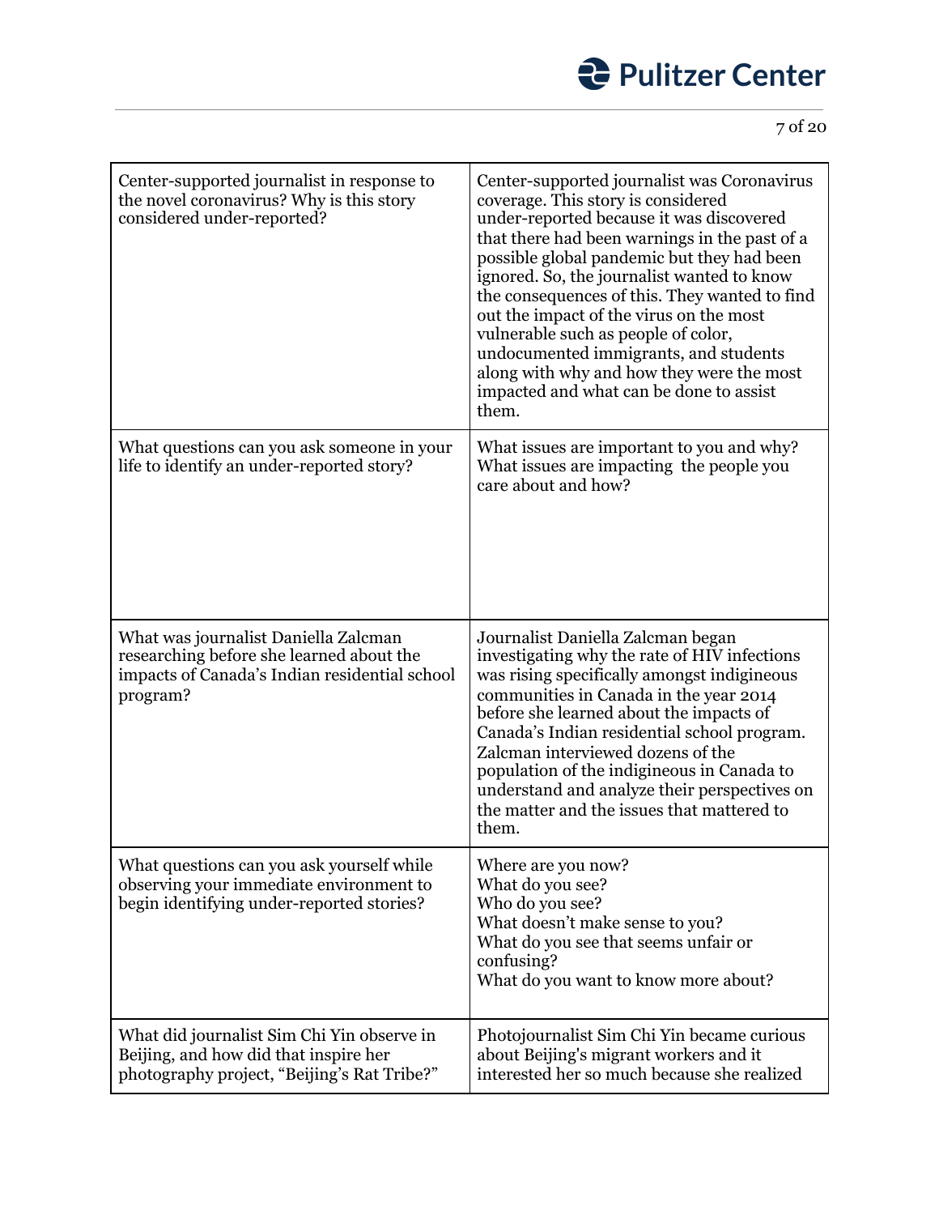| | |
|---|---|
| Center-supported journalist in response to the novel coronavirus? Why is this story considered under-reported? | Center-supported journalist was Coronavirus coverage. This story is considered under-reported because it was discovered that there had been warnings in the past of a possible global pandemic but they had been ignored. So, the journalist wanted to know the consequences of this. They wanted to find out the impact of the virus on the most vulnerable such as people of color, undocumented immigrants, and students along with why and how they were the most impacted and what can be done to assist them. |
| What questions can you ask someone in your life to identify an under-reported story? | What issues are important to you and why?<br>What issues are impacting the people you care about and how? |
| What was journalist Daniella Zalcman researching before she learned about the impacts of Canada's Indian residential school program? | Journalist Daniella Zalcman began investigating why the rate of HIV infections was rising specifically amongst indigineous communities in Canada in the year 2014 before she learned about the impacts of Canada's Indian residential school program. Zalcman interviewed dozens of the population of the indigineous in Canada to understand and analyze their perspectives on the matter and the issues that mattered to them. |
| What questions can you ask yourself while observing your immediate environment to begin identifying under-reported stories? | Where are you now?<br>What do you see?<br>Who do you see?<br>What doesn't make sense to you?<br>What do you see that seems unfair or confusing?<br>What do you want to know more about? |
| What did journalist Sim Chi Yin observe in Beijing, and how did that inspire her photography project, "Beijing's Rat Tribe?" | Photojournalist Sim Chi Yin became curious about Beijing's migrant workers and it interested her so much because she realized |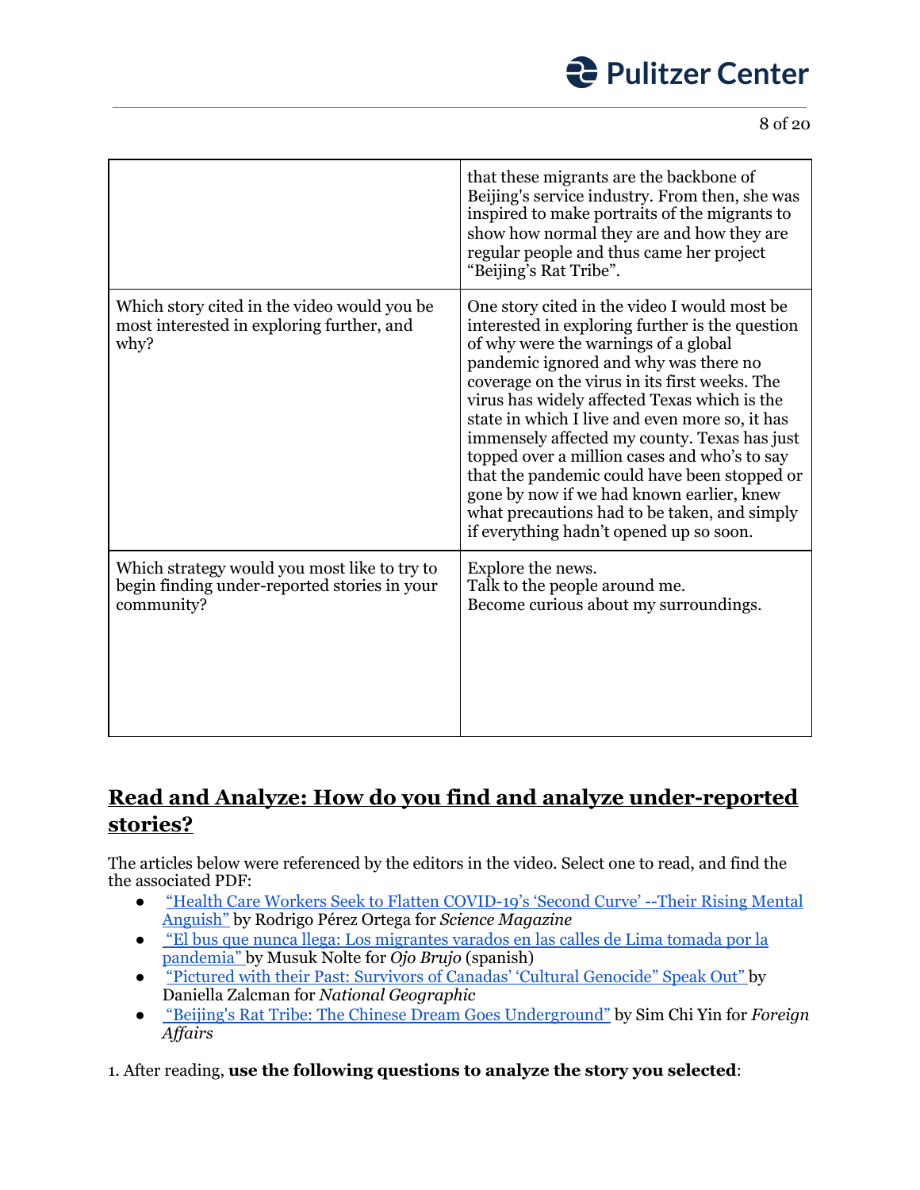| | |
|---|---|
| | that these migrants are the backbone of Beijing's service industry. From then, she was inspired to make portraits of the migrants to show how normal they are and how they are regular people and thus came her project "Beijing's Rat Tribe". |
| Which story cited in the video would you be most interested in exploring further, and why? | One story cited in the video I would most be interested in exploring further is the question of why were the warnings of a global pandemic ignored and why was there no coverage on the virus in its first weeks. The virus has widely affected Texas which is the state in which I live and even more so, it has immensely affected my county. Texas has just topped over a million cases and who's to say that the pandemic could have been stopped or gone by now if we had known earlier, knew what precautions had to be taken, and simply if everything hadn't opened up so soon. |
| Which strategy would you most like to try to begin finding under-reported stories in your community? | Explore the news.<br>Talk to the people around me.<br>Become curious about my surroundings. |

## Read and Analyze: How do you find and analyze under-reported stories?

The articles below were referenced by the editors in the video. Select one to read, and find the the associated PDF:

- "Health Care Workers Seek to Flatten COVID-19's 'Second Curve' --Their Rising Mental Anguish" by Rodrigo Pérez Ortega for *Science Magazine*
- "El bus que nunca llega: Los migrantes varados en las calles de Lima tomada por la pandemia" by Musuk Nolte for *Ojo Brujo* (spanish)
- "Pictured with their Past: Survivors of Canadas' 'Cultural Genocide" Speak Out" by Daniella Zalcman for *National Geographic*
- "Beijing's Rat Tribe: The Chinese Dream Goes Underground" by Sim Chi Yin for *Foreign Affairs*

1. After reading, **use the following questions to analyze the story you selected**: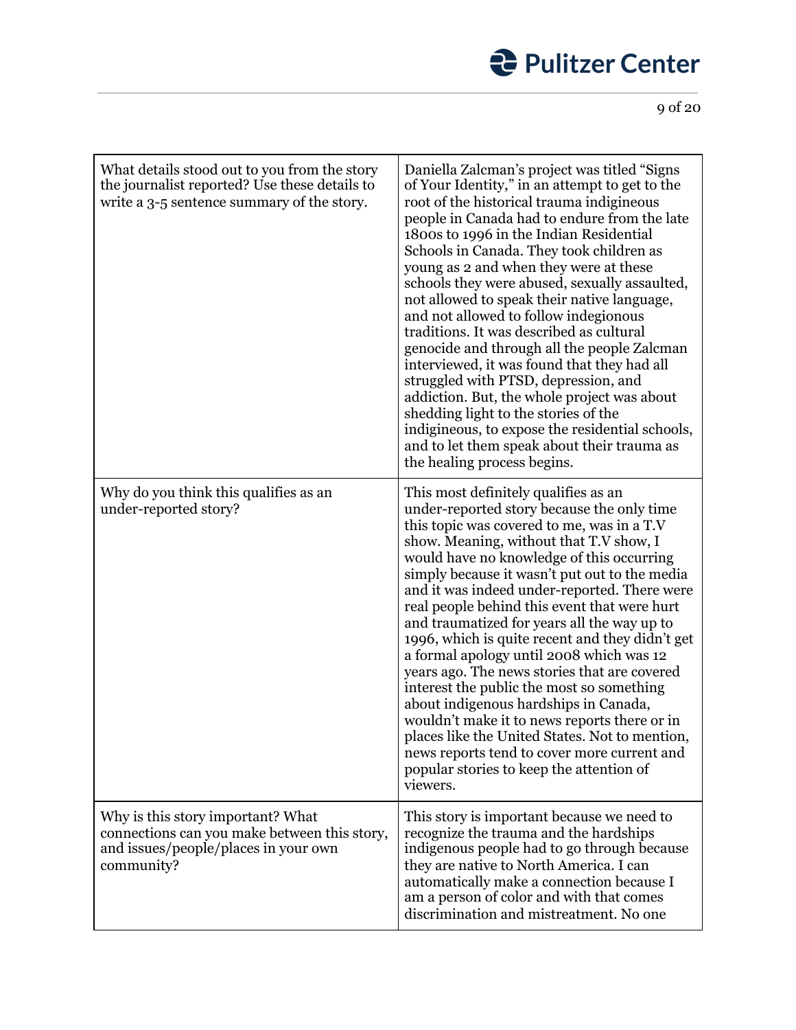| | |
|---|---|
| What details stood out to you from the story the journalist reported? Use these details to write a 3-5 sentence summary of the story. | Daniella Zalcman's project was titled "Signs of Your Identity," in an attempt to get to the root of the historical trauma indigineous people in Canada had to endure from the late 1800s to 1996 in the Indian Residential Schools in Canada. They took children as young as 2 and when they were at these schools they were abused, sexually assaulted, not allowed to speak their native language, and not allowed to follow indegionous traditions. It was described as cultural genocide and through all the people Zalcman interviewed, it was found that they had all struggled with PTSD, depression, and addiction. But, the whole project was about shedding light to the stories of the indigineous, to expose the residential schools, and to let them speak about their trauma as the healing process begins. |
| Why do you think this qualifies as an under-reported story? | This most definitely qualifies as an under-reported story because the only time this topic was covered to me, was in a T.V show. Meaning, without that T.V show, I would have no knowledge of this occurring simply because it wasn't put out to the media and it was indeed under-reported. There were real people behind this event that were hurt and traumatized for years all the way up to 1996, which is quite recent and they didn't get a formal apology until 2008 which was 12 years ago. The news stories that are covered interest the public the most so something about indigenous hardships in Canada, wouldn't make it to news reports there or in places like the United States. Not to mention, news reports tend to cover more current and popular stories to keep the attention of viewers. |
| Why is this story important? What connections can you make between this story, and issues/people/places in your own community? | This story is important because we need to recognize the trauma and the hardships indigenous people had to go through because they are native to North America. I can automatically make a connection because I am a person of color and with that comes discrimination and mistreatment. No one |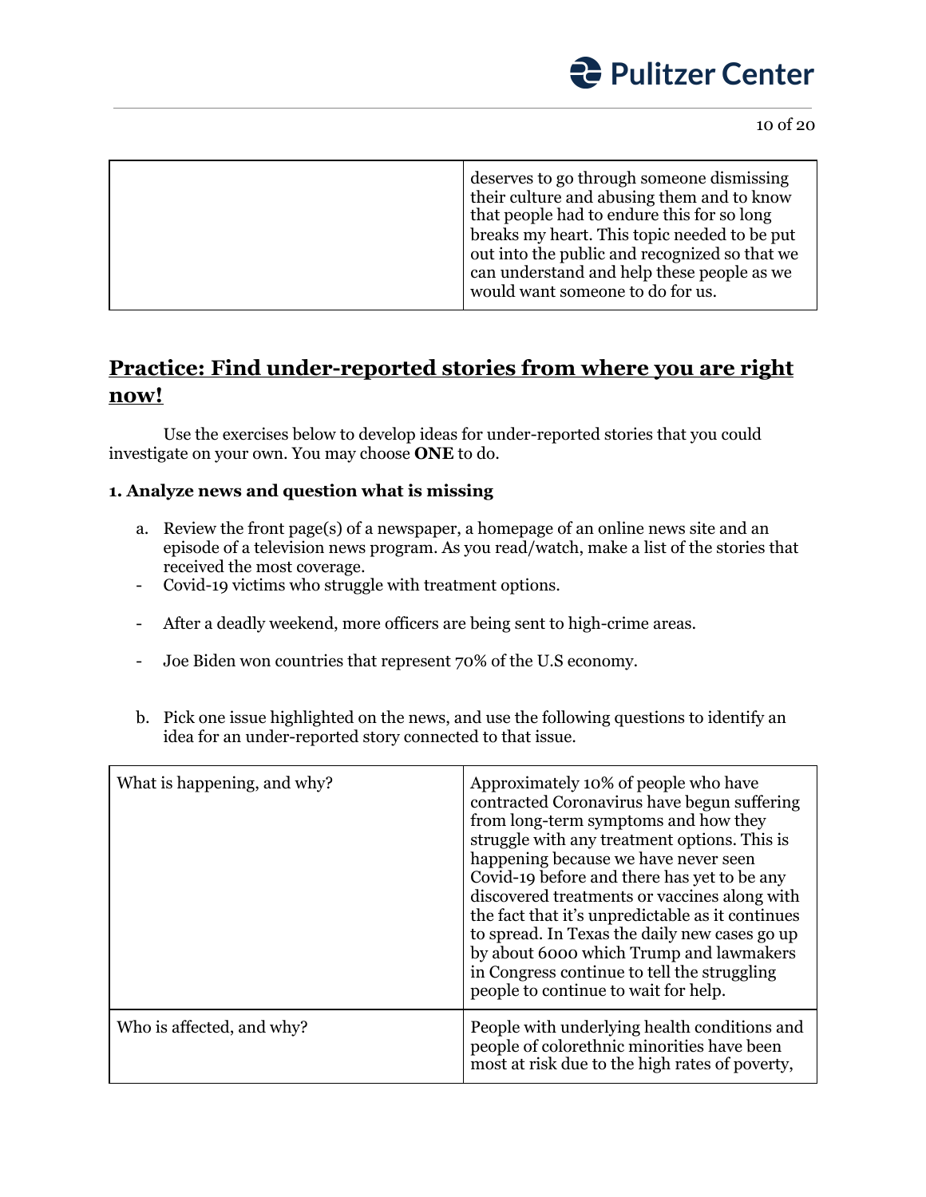| | |
|---|---|
| | deserves to go through someone dismissing their culture and abusing them and to know that people had to endure this for so long breaks my heart. This topic needed to be put out into the public and recognized so that we can understand and help these people as we would want someone to do for us. |

## Practice: Find under-reported stories from where you are right now!

Use the exercises below to develop ideas for under-reported stories that you could investigate on your own. You may choose **ONE** to do.

**1. Analyze news and question what is missing**

a. Review the front page(s) of a newspaper, a homepage of an online news site and an episode of a television news program. As you read/watch, make a list of the stories that received the most coverage.

- Covid-19 victims who struggle with treatment options.
- After a deadly weekend, more officers are being sent to high-crime areas.
- Joe Biden won countries that represent 70% of the U.S economy.

b. Pick one issue highlighted on the news, and use the following questions to identify an idea for an under-reported story connected to that issue.

| | |
|---|---|
| What is happening, and why? | Approximately 10% of people who have contracted Coronavirus have begun suffering from long-term symptoms and how they struggle with any treatment options. This is happening because we have never seen Covid-19 before and there has yet to be any discovered treatments or vaccines along with the fact that it's unpredictable as it continues to spread. In Texas the daily new cases go up by about 6000 which Trump and lawmakers in Congress continue to tell the struggling people to continue to wait for help. |
| Who is affected, and why? | People with underlying health conditions and people of colorethnic minorities have been most at risk due to the high rates of poverty, |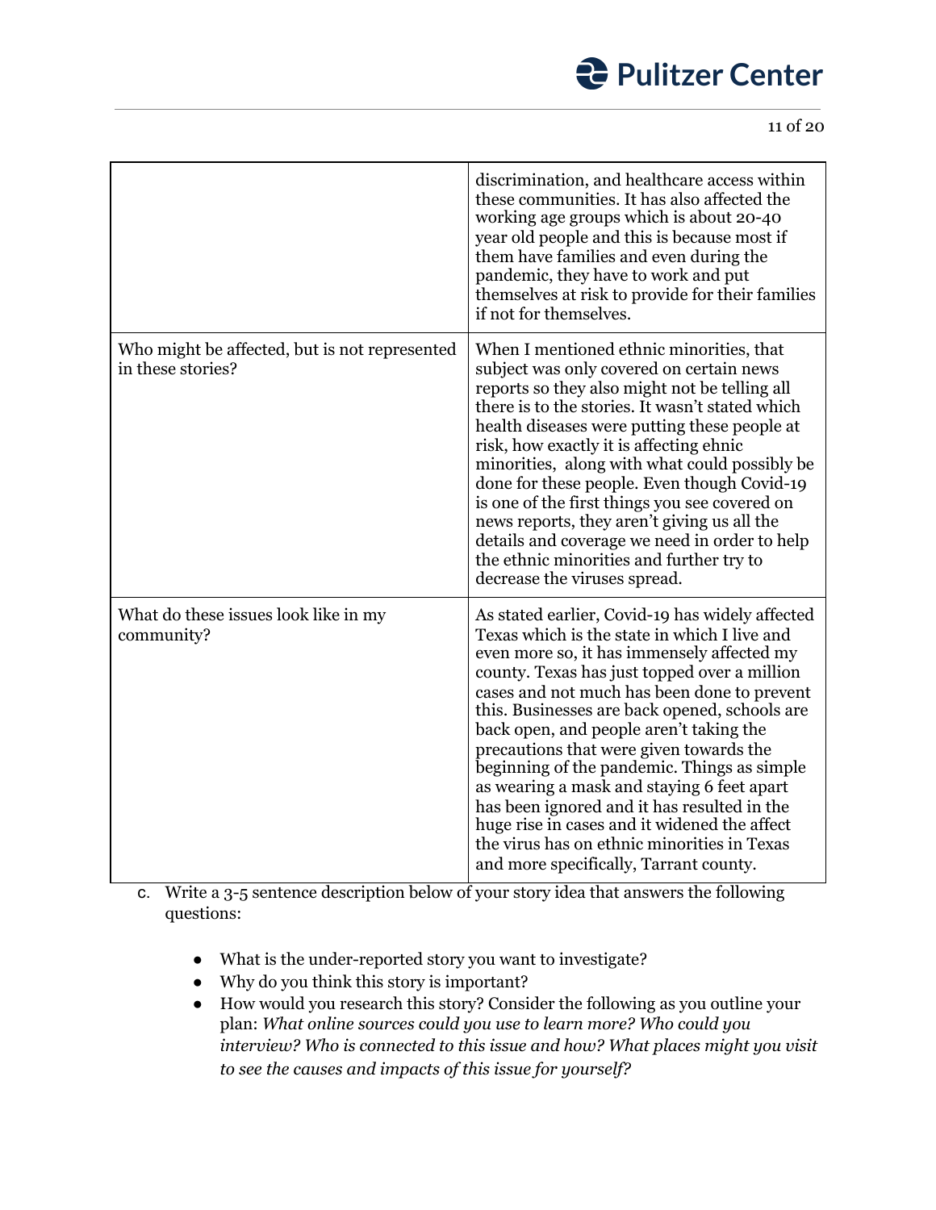| | |
|---|---|
| | discrimination, and healthcare access within these communities. It has also affected the working age groups which is about 20-40 year old people and this is because most if them have families and even during the pandemic, they have to work and put themselves at risk to provide for their families if not for themselves. |
| Who might be affected, but is not represented in these stories? | When I mentioned ethnic minorities, that subject was only covered on certain news reports so they also might not be telling all there is to the stories. It wasn't stated which health diseases were putting these people at risk, how exactly it is affecting ehnic minorities, along with what could possibly be done for these people. Even though Covid-19 is one of the first things you see covered on news reports, they aren't giving us all the details and coverage we need in order to help the ethnic minorities and further try to decrease the viruses spread. |
| What do these issues look like in my community? | As stated earlier, Covid-19 has widely affected Texas which is the state in which I live and even more so, it has immensely affected my county. Texas has just topped over a million cases and not much has been done to prevent this. Businesses are back opened, schools are back open, and people aren't taking the precautions that were given towards the beginning of the pandemic. Things as simple as wearing a mask and staying 6 feet apart has been ignored and it has resulted in the huge rise in cases and it widened the affect the virus has on ethnic minorities in Texas and more specifically, Tarrant county. |

c. Write a 3-5 sentence description below of your story idea that answers the following questions:

- What is the under-reported story you want to investigate?
- Why do you think this story is important?
- How would you research this story? Consider the following as you outline your plan: *What online sources could you use to learn more? Who could you interview? Who is connected to this issue and how? What places might you visit to see the causes and impacts of this issue for yourself?*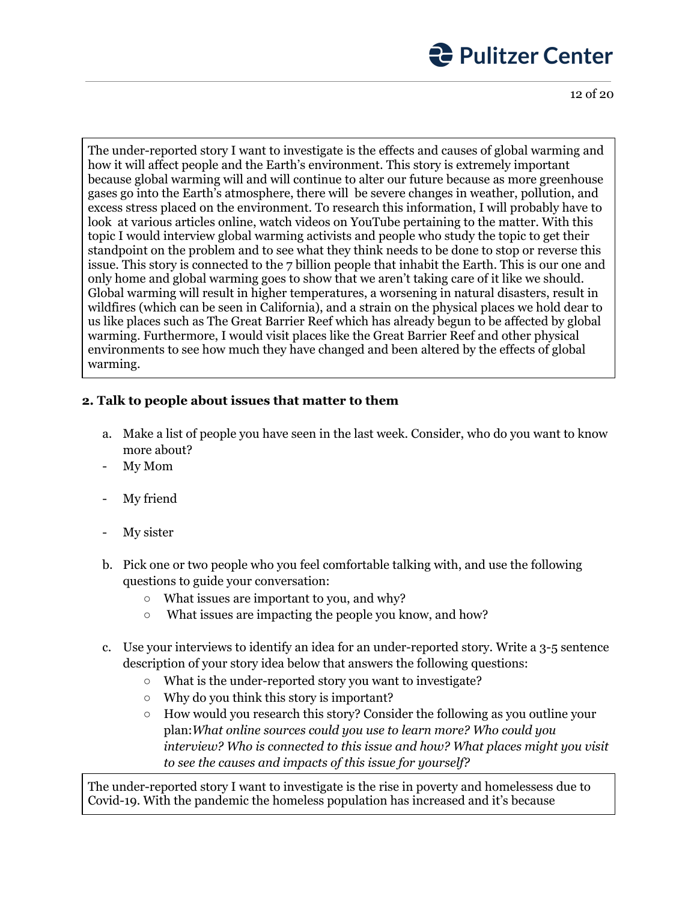The under-reported story I want to investigate is the effects and causes of global warming and how it will affect people and the Earth's environment. This story is extremely important because global warming will and will continue to alter our future because as more greenhouse gases go into the Earth's atmosphere, there will be severe changes in weather, pollution, and excess stress placed on the environment. To research this information, I will probably have to look at various articles online, watch videos on YouTube pertaining to the matter. With this topic I would interview global warming activists and people who study the topic to get their standpoint on the problem and to see what they think needs to be done to stop or reverse this issue. This story is connected to the 7 billion people that inhabit the Earth. This is our one and only home and global warming goes to show that we aren't taking care of it like we should. Global warming will result in higher temperatures, a worsening in natural disasters, result in wildfires (which can be seen in California), and a strain on the physical places we hold dear to us like places such as The Great Barrier Reef which has already begun to be affected by global warming. Furthermore, I would visit places like the Great Barrier Reef and other physical environments to see how much they have changed and been altered by the effects of global warming.

**2. Talk to people about issues that matter to them**

a. Make a list of people you have seen in the last week. Consider, who do you want to know more about?

- My Mom
- My friend
- My sister

b. Pick one or two people who you feel comfortable talking with, and use the following questions to guide your conversation:
   - What issues are important to you, and why?
   - What issues are impacting the people you know, and how?

c. Use your interviews to identify an idea for an under-reported story. Write a 3-5 sentence description of your story idea below that answers the following questions:
   - What is the under-reported story you want to investigate?
   - Why do you think this story is important?
   - How would you research this story? Consider the following as you outline your plan: *What online sources could you use to learn more? Who could you interview? Who is connected to this issue and how? What places might you visit to see the causes and impacts of this issue for yourself?*

The under-reported story I want to investigate is the rise in poverty and homelessess due to Covid-19. With the pandemic the homeless population has increased and it's because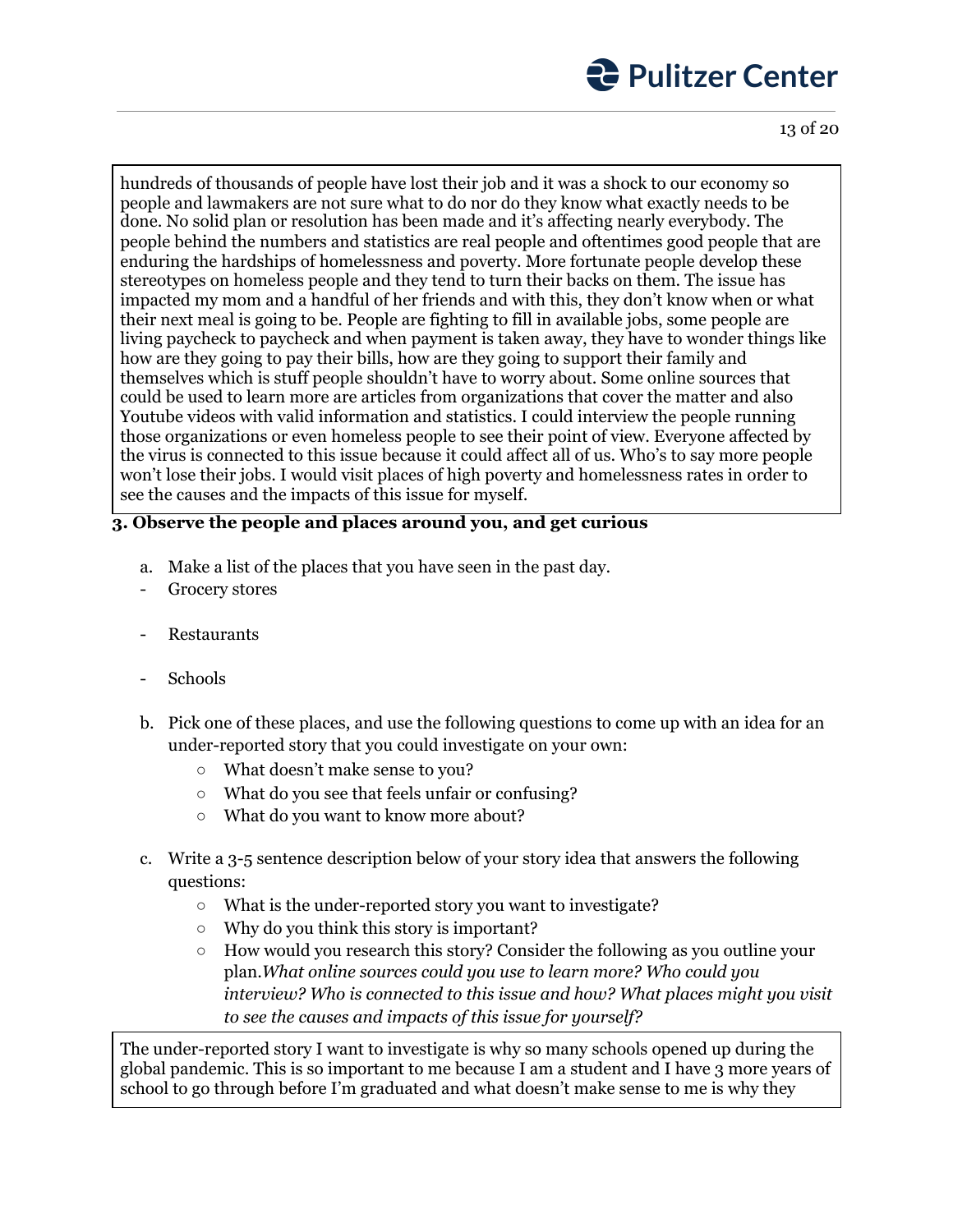hundreds of thousands of people have lost their job and it was a shock to our economy so people and lawmakers are not sure what to do nor do they know what exactly needs to be done. No solid plan or resolution has been made and it's affecting nearly everybody. The people behind the numbers and statistics are real people and oftentimes good people that are enduring the hardships of homelessness and poverty. More fortunate people develop these stereotypes on homeless people and they tend to turn their backs on them. The issue has impacted my mom and a handful of her friends and with this, they don't know when or what their next meal is going to be. People are fighting to fill in available jobs, some people are living paycheck to paycheck and when payment is taken away, they have to wonder things like how are they going to pay their bills, how are they going to support their family and themselves which is stuff people shouldn't have to worry about. Some online sources that could be used to learn more are articles from organizations that cover the matter and also Youtube videos with valid information and statistics. I could interview the people running those organizations or even homeless people to see their point of view. Everyone affected by the virus is connected to this issue because it could affect all of us. Who's to say more people won't lose their jobs. I would visit places of high poverty and homelessness rates in order to see the causes and the impacts of this issue for myself.

**3. Observe the people and places around you, and get curious**

a. Make a list of the places that you have seen in the past day.

- Grocery stores
- Restaurants
- Schools

b. Pick one of these places, and use the following questions to come up with an idea for an under-reported story that you could investigate on your own:

- What doesn't make sense to you?
- What do you see that feels unfair or confusing?
- What do you want to know more about?

c. Write a 3-5 sentence description below of your story idea that answers the following questions:

- What is the under-reported story you want to investigate?
- Why do you think this story is important?
- How would you research this story? Consider the following as you outline your plan. *What online sources could you use to learn more? Who could you interview? Who is connected to this issue and how? What places might you visit to see the causes and impacts of this issue for yourself?*

The under-reported story I want to investigate is why so many schools opened up during the global pandemic. This is so important to me because I am a student and I have 3 more years of school to go through before I'm graduated and what doesn't make sense to me is why they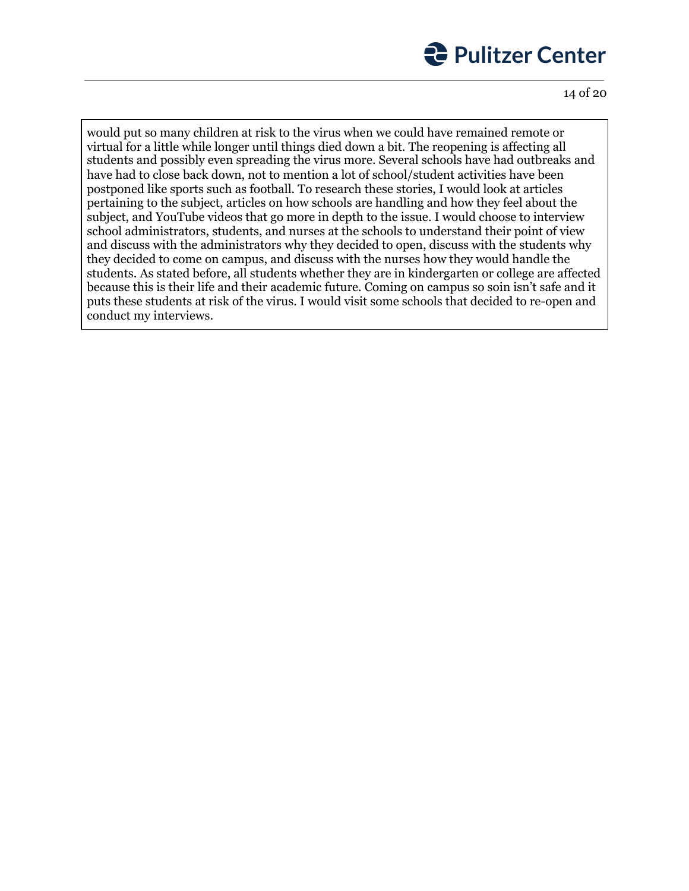would put so many children at risk to the virus when we could have remained remote or virtual for a little while longer until things died down a bit. The reopening is affecting all students and possibly even spreading the virus more. Several schools have had outbreaks and have had to close back down, not to mention a lot of school/student activities have been postponed like sports such as football. To research these stories, I would look at articles pertaining to the subject, articles on how schools are handling and how they feel about the subject, and YouTube videos that go more in depth to the issue. I would choose to interview school administrators, students, and nurses at the schools to understand their point of view and discuss with the administrators why they decided to open, discuss with the students why they decided to come on campus, and discuss with the nurses how they would handle the students. As stated before, all students whether they are in kindergarten or college are affected because this is their life and their academic future. Coming on campus so soin isn't safe and it puts these students at risk of the virus. I would visit some schools that decided to re-open and conduct my interviews.